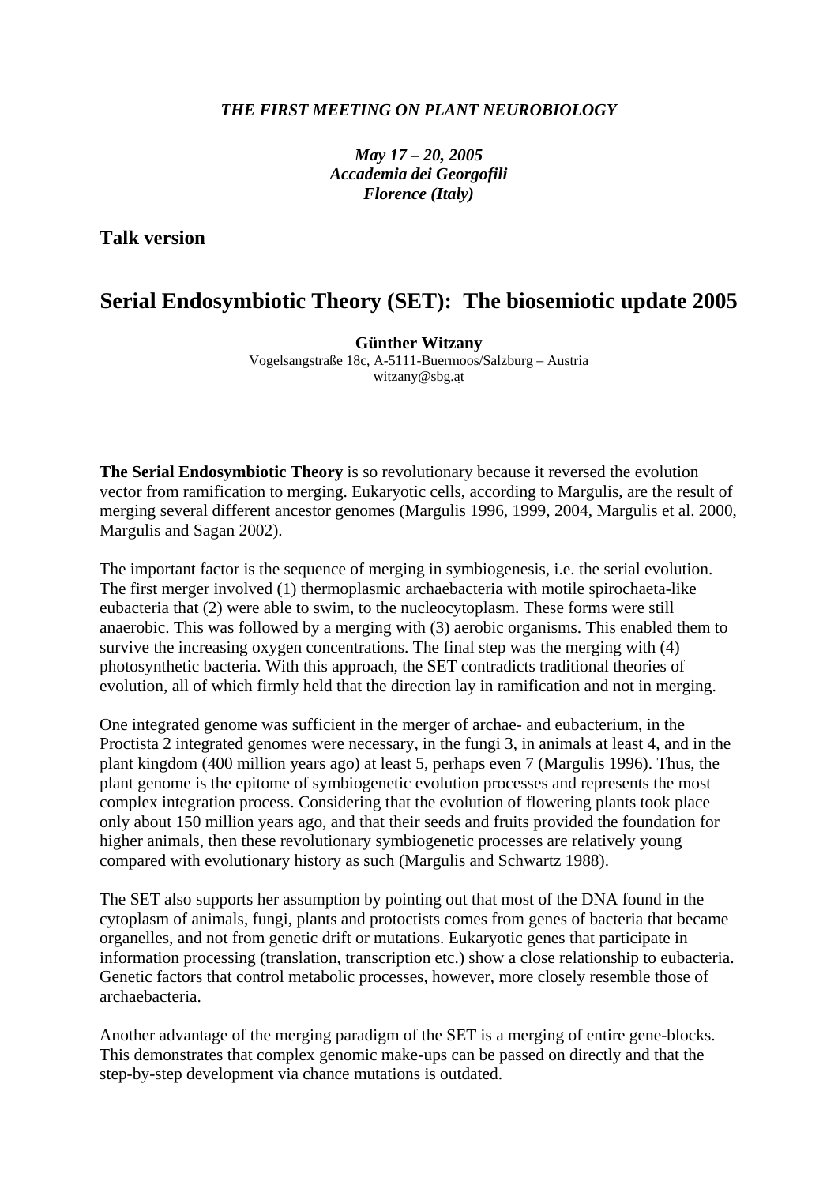*THE FIRST MEETING ON PLANT NEUROBIOLOGY*

*May 17 – 20, 2005*
*Accademia dei Georgofili*
*Florence (Italy)*

**Talk version**

# Serial Endosymbiotic Theory (SET): The biosemiotic update 2005

**Günther Witzany**
Vogelsangstraße 18c, A-5111-Buermoos/Salzburg – Austria
witzany@sbg.at

**The Serial Endosymbiotic Theory** is so revolutionary because it reversed the evolution vector from ramification to merging. Eukaryotic cells, according to Margulis, are the result of merging several different ancestor genomes (Margulis 1996, 1999, 2004, Margulis et al. 2000, Margulis and Sagan 2002).

The important factor is the sequence of merging in symbiogenesis, i.e. the serial evolution. The first merger involved (1) thermoplasmic archaebacteria with motile spirochaeta-like eubacteria that (2) were able to swim, to the nucleocytoplasm. These forms were still anaerobic. This was followed by a merging with (3) aerobic organisms. This enabled them to survive the increasing oxygen concentrations. The final step was the merging with (4) photosynthetic bacteria. With this approach, the SET contradicts traditional theories of evolution, all of which firmly held that the direction lay in ramification and not in merging.

One integrated genome was sufficient in the merger of archae- and eubacterium, in the Proctista 2 integrated genomes were necessary, in the fungi 3, in animals at least 4, and in the plant kingdom (400 million years ago) at least 5, perhaps even 7 (Margulis 1996). Thus, the plant genome is the epitome of symbiogenetic evolution processes and represents the most complex integration process. Considering that the evolution of flowering plants took place only about 150 million years ago, and that their seeds and fruits provided the foundation for higher animals, then these revolutionary symbiogenetic processes are relatively young compared with evolutionary history as such (Margulis and Schwartz 1988).

The SET also supports her assumption by pointing out that most of the DNA found in the cytoplasm of animals, fungi, plants and protoctists comes from genes of bacteria that became organelles, and not from genetic drift or mutations. Eukaryotic genes that participate in information processing (translation, transcription etc.) show a close relationship to eubacteria. Genetic factors that control metabolic processes, however, more closely resemble those of archaebacteria.

Another advantage of the merging paradigm of the SET is a merging of entire gene-blocks. This demonstrates that complex genomic make-ups can be passed on directly and that the step-by-step development via chance mutations is outdated.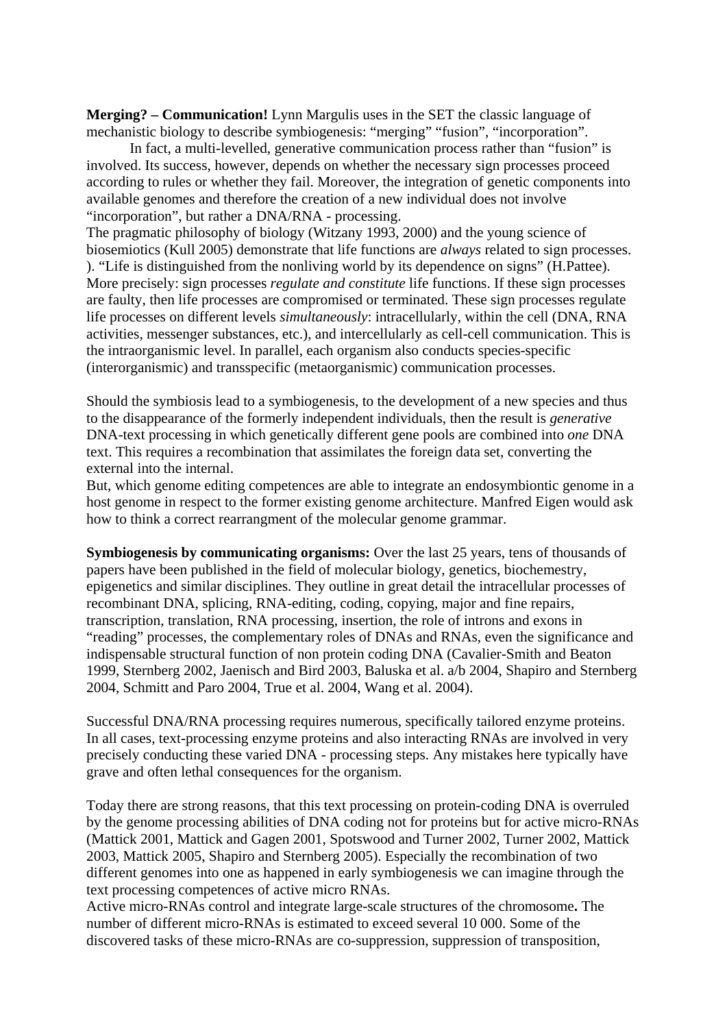**Merging? – Communication!** Lynn Margulis uses in the SET the classic language of mechanistic biology to describe symbiogenesis: "merging" "fusion", "incorporation".

In fact, a multi-levelled, generative communication process rather than "fusion" is involved. Its success, however, depends on whether the necessary sign processes proceed according to rules or whether they fail. Moreover, the integration of genetic components into available genomes and therefore the creation of a new individual does not involve "incorporation", but rather a DNA/RNA - processing.

The pragmatic philosophy of biology (Witzany 1993, 2000) and the young science of biosemiotics (Kull 2005) demonstrate that life functions are *always* related to sign processes. ). "Life is distinguished from the nonliving world by its dependence on signs" (H.Pattee). More precisely: sign processes *regulate and constitute* life functions. If these sign processes are faulty, then life processes are compromised or terminated. These sign processes regulate life processes on different levels *simultaneously*: intracellularly, within the cell (DNA, RNA activities, messenger substances, etc.), and intercellularly as cell-cell communication. This is the intraorganismic level. In parallel, each organism also conducts species-specific (interorganismic) and transspecific (metaorganismic) communication processes.

Should the symbiosis lead to a symbiogenesis, to the development of a new species and thus to the disappearance of the formerly independent individuals, then the result is *generative* DNA-text processing in which genetically different gene pools are combined into *one* DNA text. This requires a recombination that assimilates the foreign data set, converting the external into the internal.

But, which genome editing competences are able to integrate an endosymbiontic genome in a host genome in respect to the former existing genome architecture. Manfred Eigen would ask how to think a correct rearrangment of the molecular genome grammar.

**Symbiogenesis by communicating organisms:** Over the last 25 years, tens of thousands of papers have been published in the field of molecular biology, genetics, biochemestry, epigenetics and similar disciplines. They outline in great detail the intracellular processes of recombinant DNA, splicing, RNA-editing, coding, copying, major and fine repairs, transcription, translation, RNA processing, insertion, the role of introns and exons in "reading" processes, the complementary roles of DNAs and RNAs, even the significance and indispensable structural function of non protein coding DNA (Cavalier-Smith and Beaton 1999, Sternberg 2002, Jaenisch and Bird 2003, Baluska et al. a/b 2004, Shapiro and Sternberg 2004, Schmitt and Paro 2004, True et al. 2004, Wang et al. 2004).

Successful DNA/RNA processing requires numerous, specifically tailored enzyme proteins. In all cases, text-processing enzyme proteins and also interacting RNAs are involved in very precisely conducting these varied DNA - processing steps. Any mistakes here typically have grave and often lethal consequences for the organism.

Today there are strong reasons, that this text processing on protein-coding DNA is overruled by the genome processing abilities of DNA coding not for proteins but for active micro-RNAs (Mattick 2001, Mattick and Gagen 2001, Spotswood and Turner 2002, Turner 2002, Mattick 2003, Mattick 2005, Shapiro and Sternberg 2005). Especially the recombination of two different genomes into one as happened in early symbiogenesis we can imagine through the text processing competences of active micro RNAs.

Active micro-RNAs control and integrate large-scale structures of the chromosome**.** The number of different micro-RNAs is estimated to exceed several 10 000. Some of the discovered tasks of these micro-RNAs are co-suppression, suppression of transposition,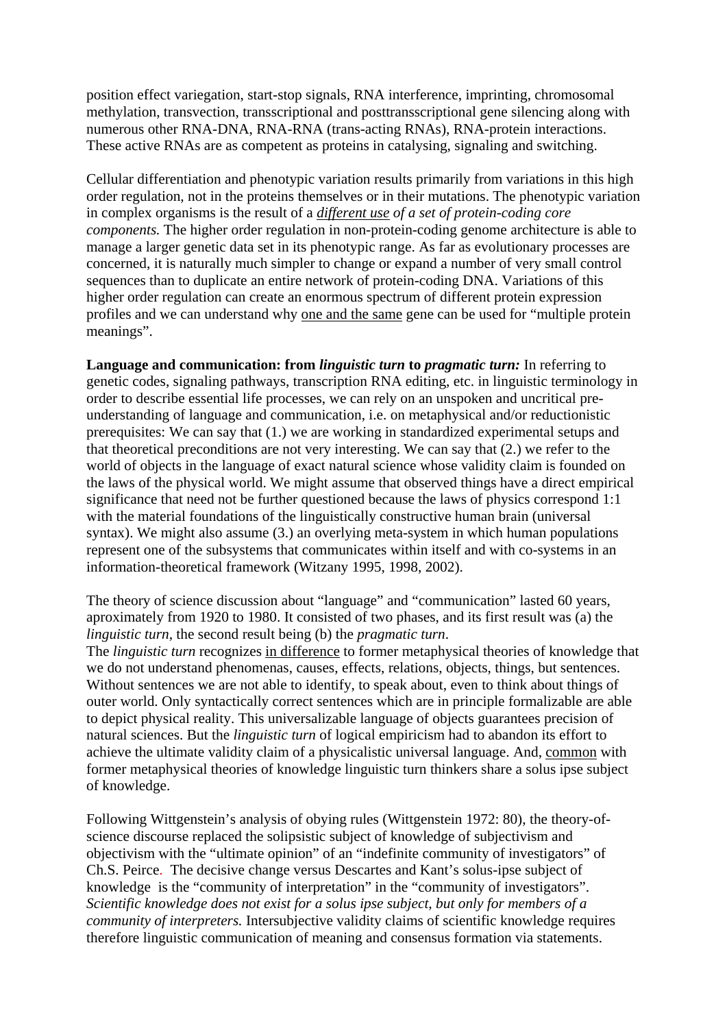position effect variegation, start-stop signals, RNA interference, imprinting, chromosomal methylation, transvection, transscriptional and posttransscriptional gene silencing along with numerous other RNA-DNA, RNA-RNA (trans-acting RNAs), RNA-protein interactions. These active RNAs are as competent as proteins in catalysing, signaling and switching.

Cellular differentiation and phenotypic variation results primarily from variations in this high order regulation, not in the proteins themselves or in their mutations. The phenotypic variation in complex organisms is the result of a *different use of a set of protein-coding core components.* The higher order regulation in non-protein-coding genome architecture is able to manage a larger genetic data set in its phenotypic range. As far as evolutionary processes are concerned, it is naturally much simpler to change or expand a number of very small control sequences than to duplicate an entire network of protein-coding DNA. Variations of this higher order regulation can create an enormous spectrum of different protein expression profiles and we can understand why one and the same gene can be used for "multiple protein meanings".

**Language and communication: from *linguistic turn* to *pragmatic turn:*** In referring to genetic codes, signaling pathways, transcription RNA editing, etc. in linguistic terminology in order to describe essential life processes, we can rely on an unspoken and uncritical pre-understanding of language and communication, i.e. on metaphysical and/or reductionistic prerequisites: We can say that (1.) we are working in standardized experimental setups and that theoretical preconditions are not very interesting. We can say that (2.) we refer to the world of objects in the language of exact natural science whose validity claim is founded on the laws of the physical world. We might assume that observed things have a direct empirical significance that need not be further questioned because the laws of physics correspond 1:1 with the material foundations of the linguistically constructive human brain (universal syntax). We might also assume (3.) an overlying meta-system in which human populations represent one of the subsystems that communicates within itself and with co-systems in an information-theoretical framework (Witzany 1995, 1998, 2002).

The theory of science discussion about "language" and "communication" lasted 60 years, aproximately from 1920 to 1980. It consisted of two phases, and its first result was (a) the *linguistic turn*, the second result being (b) the *pragmatic turn*.
The *linguistic turn* recognizes in difference to former metaphysical theories of knowledge that we do not understand phenomenas, causes, effects, relations, objects, things, but sentences. Without sentences we are not able to identify, to speak about, even to think about things of outer world. Only syntactically correct sentences which are in principle formalizable are able to depict physical reality. This universalizable language of objects guarantees precision of natural sciences. But the *linguistic turn* of logical empiricism had to abandon its effort to achieve the ultimate validity claim of a physicalistic universal language. And, common with former metaphysical theories of knowledge linguistic turn thinkers share a solus ipse subject of knowledge.

Following Wittgenstein's analysis of obying rules (Wittgenstein 1972: 80), the theory-of-science discourse replaced the solipsistic subject of knowledge of subjectivism and objectivism with the "ultimate opinion" of an "indefinite community of investigators" of Ch.S. Peirce. The decisive change versus Descartes and Kant's solus-ipse subject of knowledge is the "community of interpretation" in the "community of investigators". *Scientific knowledge does not exist for a solus ipse subject, but only for members of a community of interpreters.* Intersubjective validity claims of scientific knowledge requires therefore linguistic communication of meaning and consensus formation via statements.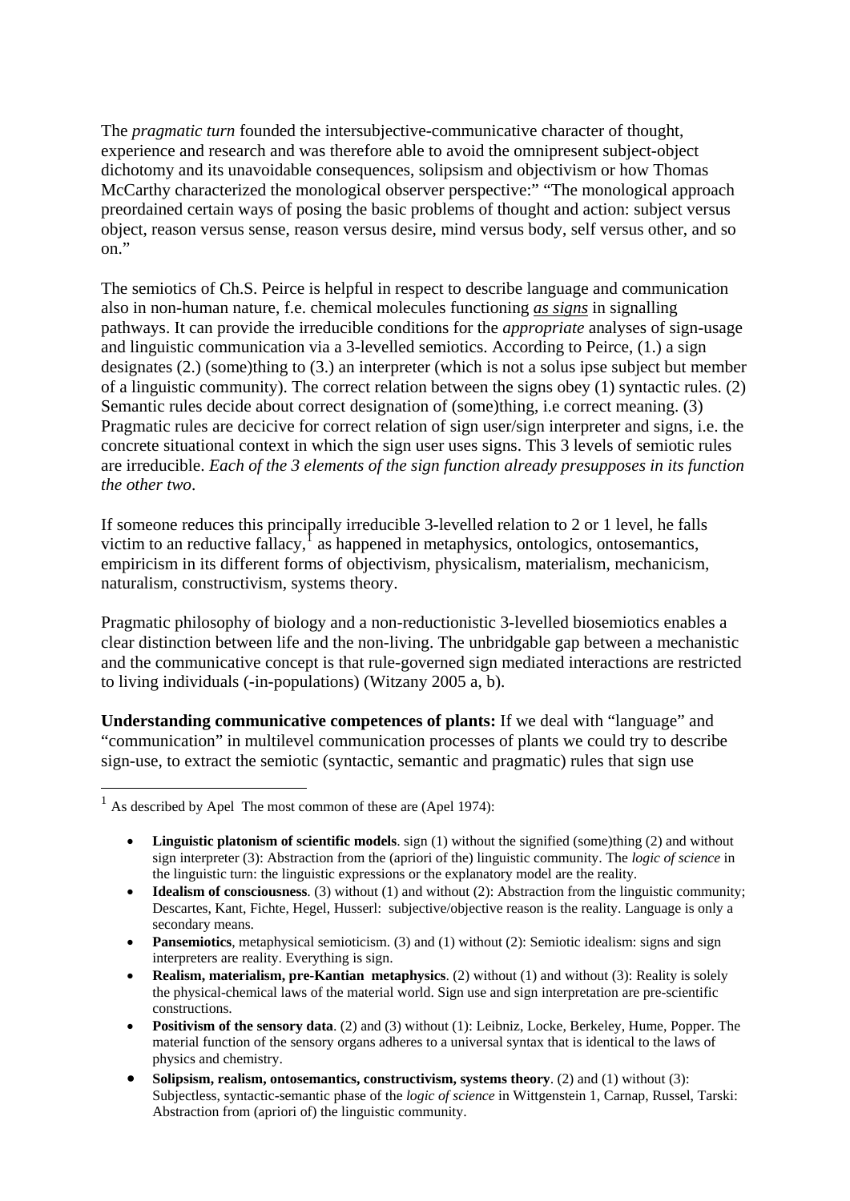The *pragmatic turn* founded the intersubjective-communicative character of thought, experience and research and was therefore able to avoid the omnipresent subject-object dichotomy and its unavoidable consequences, solipsism and objectivism or how Thomas McCarthy characterized the monological observer perspective:" "The monological approach preordained certain ways of posing the basic problems of thought and action: subject versus object, reason versus sense, reason versus desire, mind versus body, self versus other, and so on."

The semiotics of Ch.S. Peirce is helpful in respect to describe language and communication also in non-human nature, f.e. chemical molecules functioning ***as signs*** in signalling pathways. It can provide the irreducible conditions for the *appropriate* analyses of sign-usage and linguistic communication via a 3-levelled semiotics. According to Peirce, (1.) a sign designates (2.) (some)thing to (3.) an interpreter (which is not a solus ipse subject but member of a linguistic community). The correct relation between the signs obey (1) syntactic rules. (2) Semantic rules decide about correct designation of (some)thing, i.e correct meaning. (3) Pragmatic rules are decicive for correct relation of sign user/sign interpreter and signs, i.e. the concrete situational context in which the sign user uses signs. This 3 levels of semiotic rules are irreducible. *Each of the 3 elements of the sign function already presupposes in its function the other two*.

If someone reduces this principally irreducible 3-levelled relation to 2 or 1 level, he falls victim to an reductive fallacy,[1] as happened in metaphysics, ontologics, ontosemantics, empiricism in its different forms of objectivism, physicalism, materialism, mechanicism, naturalism, constructivism, systems theory.

Pragmatic philosophy of biology and a non-reductionistic 3-levelled biosemiotics enables a clear distinction between life and the non-living. The unbridgable gap between a mechanistic and the communicative concept is that rule-governed sign mediated interactions are restricted to living individuals (-in-populations) (Witzany 2005 a, b).

**Understanding communicative competences of plants:** If we deal with "language" and "communication" in multilevel communication processes of plants we could try to describe sign-use, to extract the semiotic (syntactic, semantic and pragmatic) rules that sign use

---

[1] As described by Apel The most common of these are (Apel 1974):

- **Linguistic platonism of scientific models**. sign (1) without the signified (some)thing (2) and without sign interpreter (3): Abstraction from the (apriori of the) linguistic community. The *logic of science* in the linguistic turn: the linguistic expressions or the explanatory model are the reality.
- **Idealism of consciousness**. (3) without (1) and without (2): Abstraction from the linguistic community; Descartes, Kant, Fichte, Hegel, Husserl: subjective/objective reason is the reality. Language is only a secondary means.
- **Pansemiotics**, metaphysical semioticism. (3) and (1) without (2): Semiotic idealism: signs and sign interpreters are reality. Everything is sign.
- **Realism, materialism, pre-Kantian metaphysics**. (2) without (1) and without (3): Reality is solely the physical-chemical laws of the material world. Sign use and sign interpretation are pre-scientific constructions.
- **Positivism of the sensory data**. (2) and (3) without (1): Leibniz, Locke, Berkeley, Hume, Popper. The material function of the sensory organs adheres to a universal syntax that is identical to the laws of physics and chemistry.
- **Solipsism, realism, ontosemantics, constructivism, systems theory**. (2) and (1) without (3): Subjectless, syntactic-semantic phase of the *logic of science* in Wittgenstein 1, Carnap, Russel, Tarski: Abstraction from (apriori of) the linguistic community.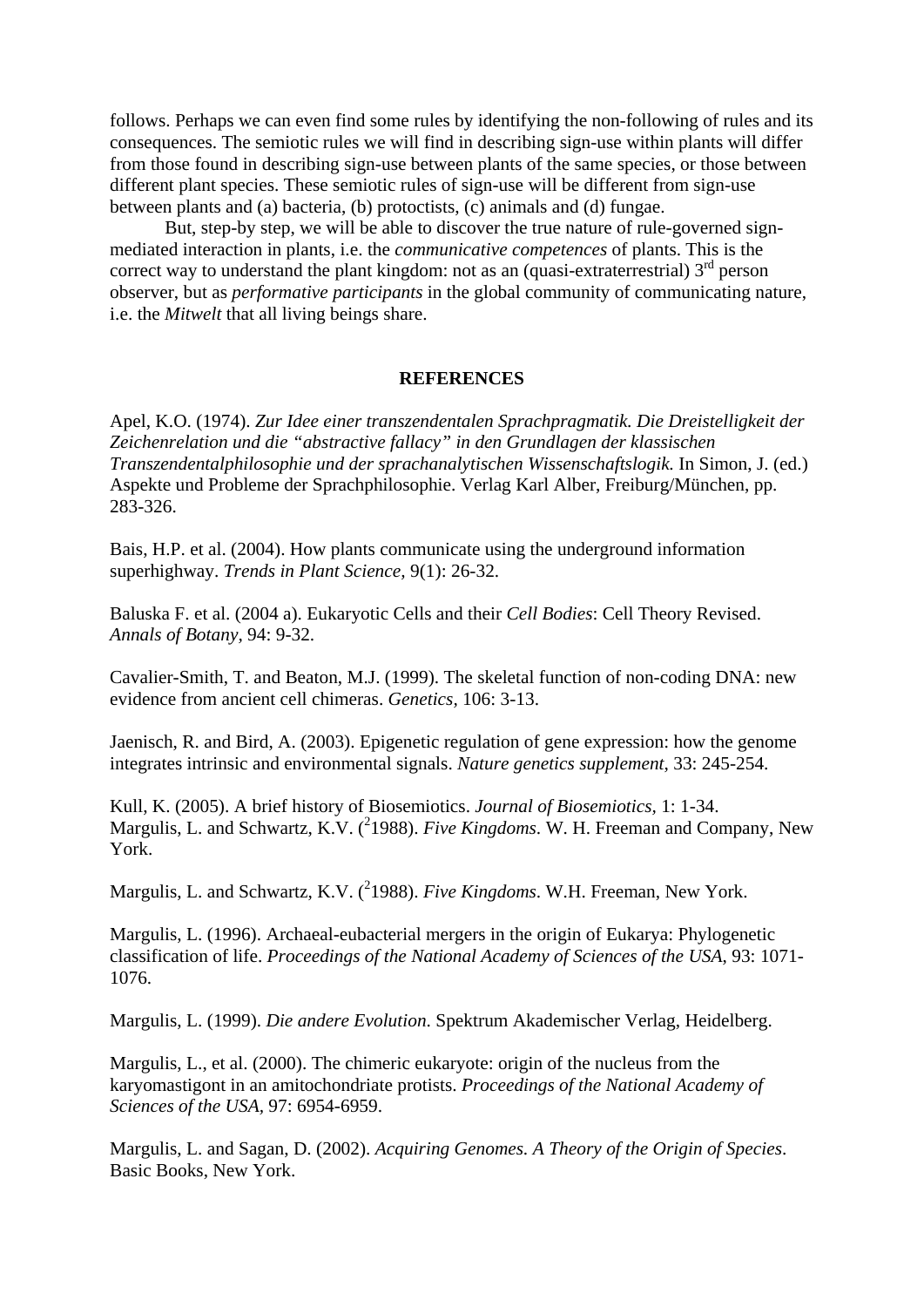follows. Perhaps we can even find some rules by identifying the non-following of rules and its consequences. The semiotic rules we will find in describing sign-use within plants will differ from those found in describing sign-use between plants of the same species, or those between different plant species. These semiotic rules of sign-use will be different from sign-use between plants and (a) bacteria, (b) protoctists, (c) animals and (d) fungae.

But, step-by step, we will be able to discover the true nature of rule-governed sign-mediated interaction in plants, i.e. the *communicative competences* of plants. This is the correct way to understand the plant kingdom: not as an (quasi-extraterrestrial) 3rd person observer, but as *performative participants* in the global community of communicating nature, i.e. the *Mitwelt* that all living beings share.

## REFERENCES

Apel, K.O. (1974). *Zur Idee einer transzendentalen Sprachpragmatik. Die Dreistelligkeit der Zeichenrelation und die "abstractive fallacy" in den Grundlagen der klassischen Transzendentalphilosophie und der sprachanalytischen Wissenschaftslogik.* In Simon, J. (ed.) Aspekte und Probleme der Sprachphilosophie. Verlag Karl Alber, Freiburg/München, pp. 283-326.

Bais, H.P. et al. (2004). How plants communicate using the underground information superhighway. *Trends in Plant Science,* 9(1): 26-32.

Baluska F. et al. (2004 a). Eukaryotic Cells and their *Cell Bodies*: Cell Theory Revised. *Annals of Botany,* 94: 9-32.

Cavalier-Smith, T. and Beaton, M.J. (1999). The skeletal function of non-coding DNA: new evidence from ancient cell chimeras. *Genetics,* 106: 3-13.

Jaenisch, R. and Bird, A. (2003). Epigenetic regulation of gene expression: how the genome integrates intrinsic and environmental signals. *Nature genetics supplement*, 33: 245-254.

Kull, K. (2005). A brief history of Biosemiotics. *Journal of Biosemiotics,* 1: 1-34.
Margulis, L. and Schwartz, K.V. (21988). *Five Kingdoms*. W. H. Freeman and Company, New York.

Margulis, L. and Schwartz, K.V. (21988). *Five Kingdoms*. W.H. Freeman, New York.

Margulis, L. (1996). Archaeal-eubacterial mergers in the origin of Eukarya: Phylogenetic classification of life. *Proceedings of the National Academy of Sciences of the USA*, 93: 1071-1076.

Margulis, L. (1999). *Die andere Evolution.* Spektrum Akademischer Verlag, Heidelberg.

Margulis, L., et al. (2000). The chimeric eukaryote: origin of the nucleus from the karyomastigont in an amitochondriate protists. *Proceedings of the National Academy of Sciences of the USA,* 97: 6954-6959.

Margulis, L. and Sagan, D. (2002). *Acquiring Genomes. A Theory of the Origin of Species*. Basic Books, New York.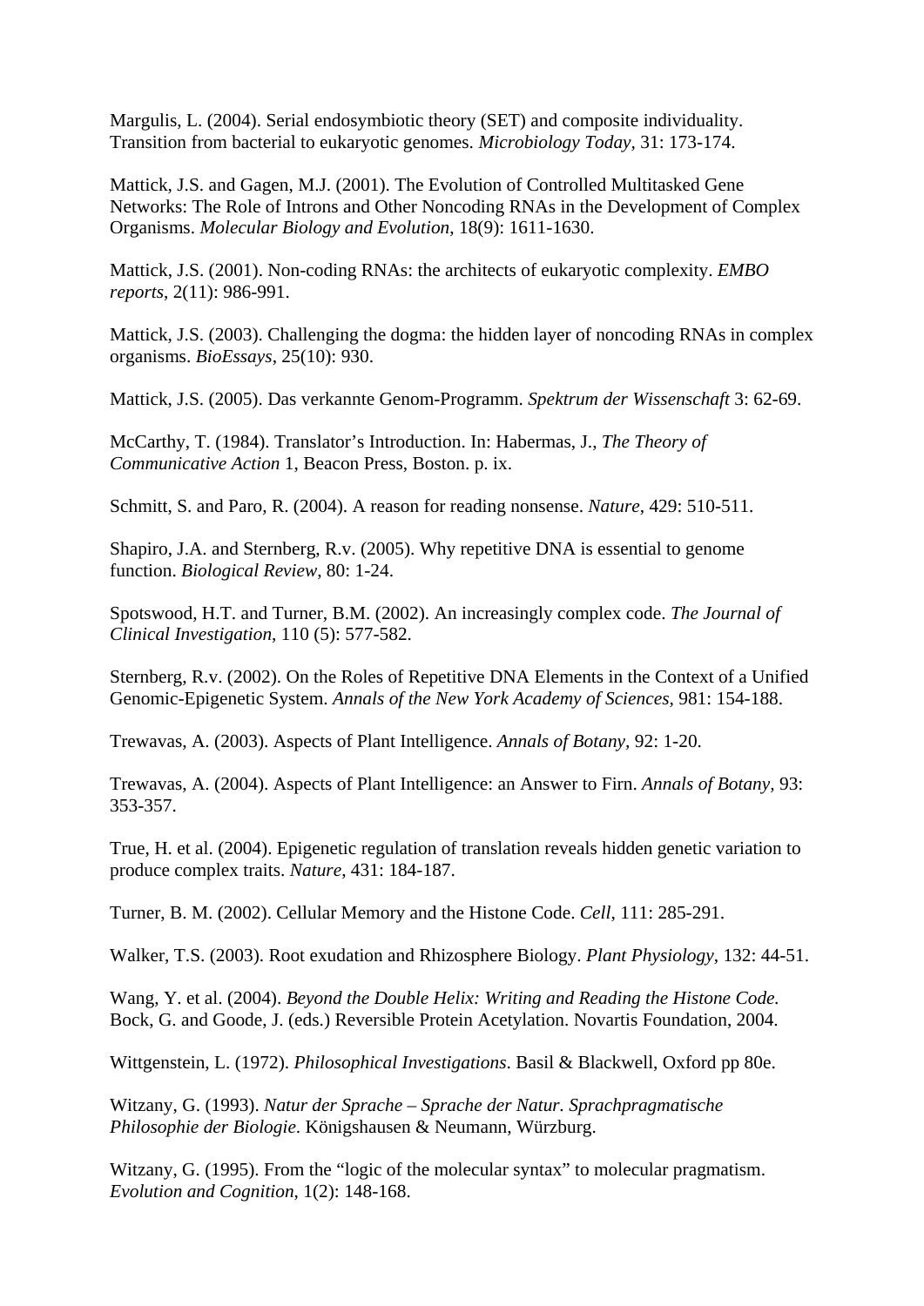Margulis, L. (2004). Serial endosymbiotic theory (SET) and composite individuality. Transition from bacterial to eukaryotic genomes. *Microbiology Today,* 31: 173-174.

Mattick, J.S. and Gagen, M.J. (2001). The Evolution of Controlled Multitasked Gene Networks: The Role of Introns and Other Noncoding RNAs in the Development of Complex Organisms. *Molecular Biology and Evolution*, 18(9): 1611-1630.

Mattick, J.S. (2001). Non-coding RNAs: the architects of eukaryotic complexity. *EMBO reports*, 2(11): 986-991.

Mattick, J.S. (2003). Challenging the dogma: the hidden layer of noncoding RNAs in complex organisms. *BioEssays*, 25(10): 930.

Mattick, J.S. (2005). Das verkannte Genom-Programm. *Spektrum der Wissenschaft* 3: 62-69.

McCarthy, T. (1984). Translator's Introduction. In: Habermas, J., *The Theory of Communicative Action* 1, Beacon Press, Boston. p. ix.

Schmitt, S. and Paro, R. (2004). A reason for reading nonsense. *Nature*, 429: 510-511.

Shapiro, J.A. and Sternberg, R.v. (2005). Why repetitive DNA is essential to genome function. *Biological Review*, 80: 1-24.

Spotswood, H.T. and Turner, B.M. (2002). An increasingly complex code. *The Journal of Clinical Investigation*, 110 (5): 577-582.

Sternberg, R.v. (2002). On the Roles of Repetitive DNA Elements in the Context of a Unified Genomic-Epigenetic System. *Annals of the New York Academy of Sciences,* 981: 154-188.

Trewavas, A. (2003). Aspects of Plant Intelligence. *Annals of Botany,* 92: 1-20.

Trewavas, A. (2004). Aspects of Plant Intelligence: an Answer to Firn. *Annals of Botany,* 93: 353-357.

True, H. et al. (2004). Epigenetic regulation of translation reveals hidden genetic variation to produce complex traits. *Nature*, 431: 184-187.

Turner, B. M. (2002). Cellular Memory and the Histone Code. *Cell*, 111: 285-291.

Walker, T.S. (2003). Root exudation and Rhizosphere Biology. *Plant Physiology*, 132: 44-51.

Wang, Y. et al. (2004). *Beyond the Double Helix: Writing and Reading the Histone Code.* Bock, G. and Goode, J. (eds.) Reversible Protein Acetylation. Novartis Foundation, 2004.

Wittgenstein, L. (1972). *Philosophical Investigations*. Basil & Blackwell, Oxford pp 80e.

Witzany, G. (1993). *Natur der Sprache – Sprache der Natur. Sprachpragmatische Philosophie der Biologie*. Königshausen & Neumann, Würzburg.

Witzany, G. (1995). From the "logic of the molecular syntax" to molecular pragmatism. *Evolution and Cognition*, 1(2): 148-168.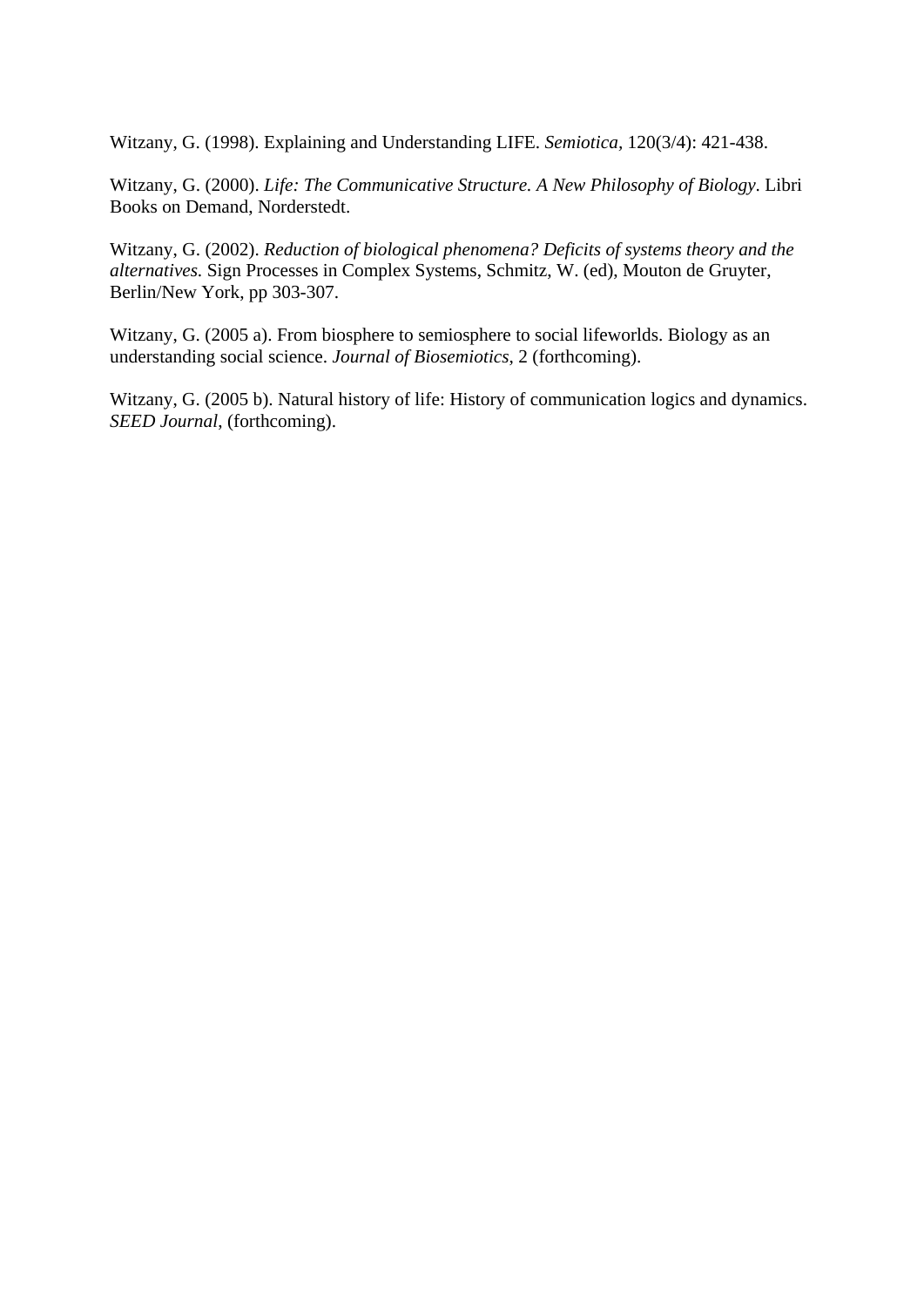Witzany, G. (1998). Explaining and Understanding LIFE. *Semiotica*, 120(3/4): 421-438.

Witzany, G. (2000). *Life: The Communicative Structure. A New Philosophy of Biology*. Libri Books on Demand, Norderstedt.

Witzany, G. (2002). *Reduction of biological phenomena? Deficits of systems theory and the alternatives.* Sign Processes in Complex Systems, Schmitz, W. (ed), Mouton de Gruyter, Berlin/New York, pp 303-307.

Witzany, G. (2005 a). From biosphere to semiosphere to social lifeworlds. Biology as an understanding social science. *Journal of Biosemiotics*, 2 (forthcoming).

Witzany, G. (2005 b). Natural history of life: History of communication logics and dynamics. *SEED Journal*, (forthcoming).